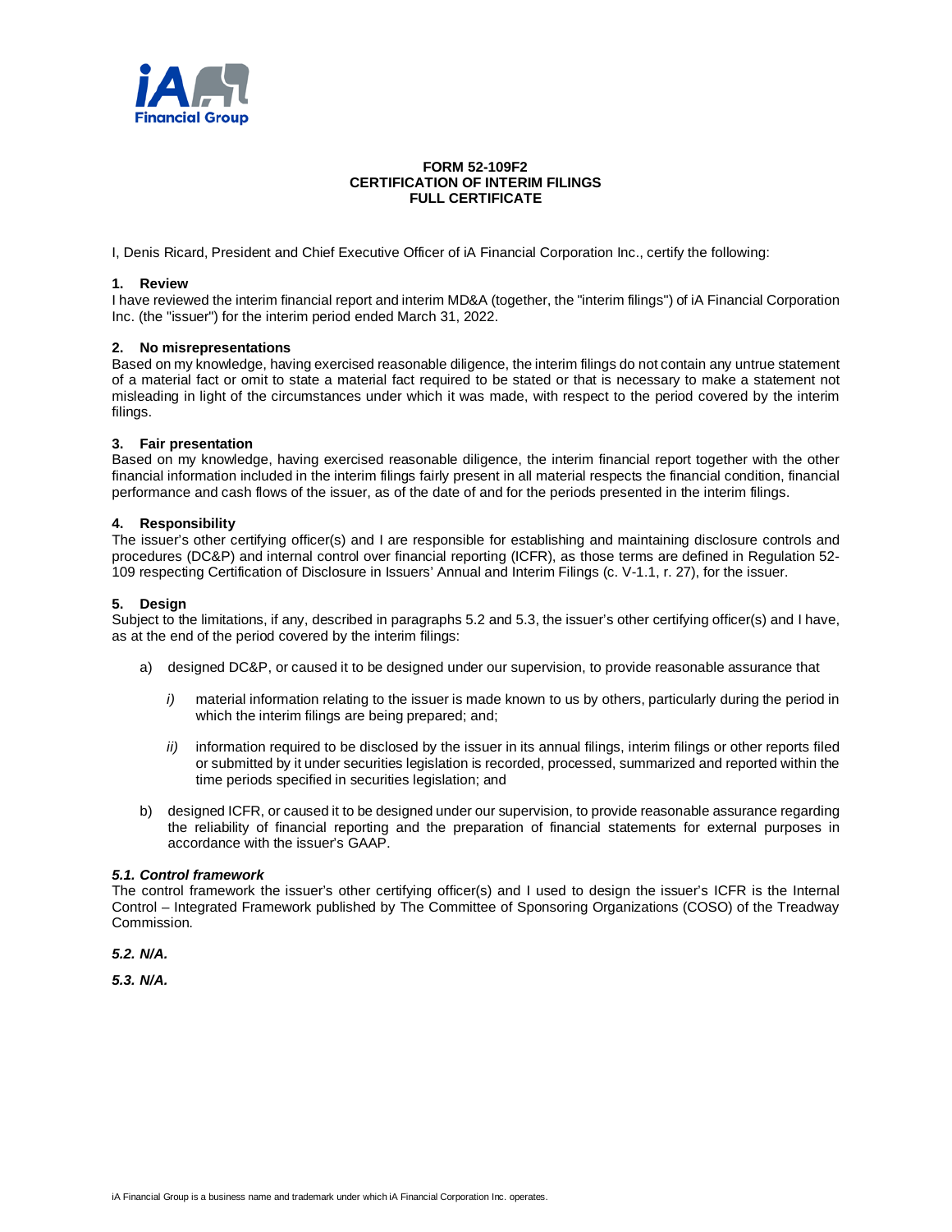**FORM 52-109F2**
**CERTIFICATION OF INTERIM FILINGS**
**FULL CERTIFICATE**

I, Denis Ricard, President and Chief Executive Officer of iA Financial Corporation Inc., certify the following:

**1. Review**
I have reviewed the interim financial report and interim MD&A (together, the "interim filings") of iA Financial Corporation Inc. (the "issuer") for the interim period ended March 31, 2022.

**2. No misrepresentations**
Based on my knowledge, having exercised reasonable diligence, the interim filings do not contain any untrue statement of a material fact or omit to state a material fact required to be stated or that is necessary to make a statement not misleading in light of the circumstances under which it was made, with respect to the period covered by the interim filings.

**3. Fair presentation**
Based on my knowledge, having exercised reasonable diligence, the interim financial report together with the other financial information included in the interim filings fairly present in all material respects the financial condition, financial performance and cash flows of the issuer, as of the date of and for the periods presented in the interim filings.

**4. Responsibility**
The issuer's other certifying officer(s) and I are responsible for establishing and maintaining disclosure controls and procedures (DC&P) and internal control over financial reporting (ICFR), as those terms are defined in Regulation 52-109 respecting Certification of Disclosure in Issuers' Annual and Interim Filings (c. V-1.1, r. 27), for the issuer.

**5. Design**
Subject to the limitations, if any, described in paragraphs 5.2 and 5.3, the issuer's other certifying officer(s) and I have, as at the end of the period covered by the interim filings:

a) designed DC&P, or caused it to be designed under our supervision, to provide reasonable assurance that

   *i)* material information relating to the issuer is made known to us by others, particularly during the period in which the interim filings are being prepared; and;

   *ii)* information required to be disclosed by the issuer in its annual filings, interim filings or other reports filed or submitted by it under securities legislation is recorded, processed, summarized and reported within the time periods specified in securities legislation; and

b) designed ICFR, or caused it to be designed under our supervision, to provide reasonable assurance regarding the reliability of financial reporting and the preparation of financial statements for external purposes in accordance with the issuer's GAAP.

***5.1. Control framework***
The control framework the issuer's other certifying officer(s) and I used to design the issuer's ICFR is the Internal Control – Integrated Framework published by The Committee of Sponsoring Organizations (COSO) of the Treadway Commission.

***5.2. N/A.***

***5.3. N/A.***

iA Financial Group is a business name and trademark under which iA Financial Corporation Inc. operates.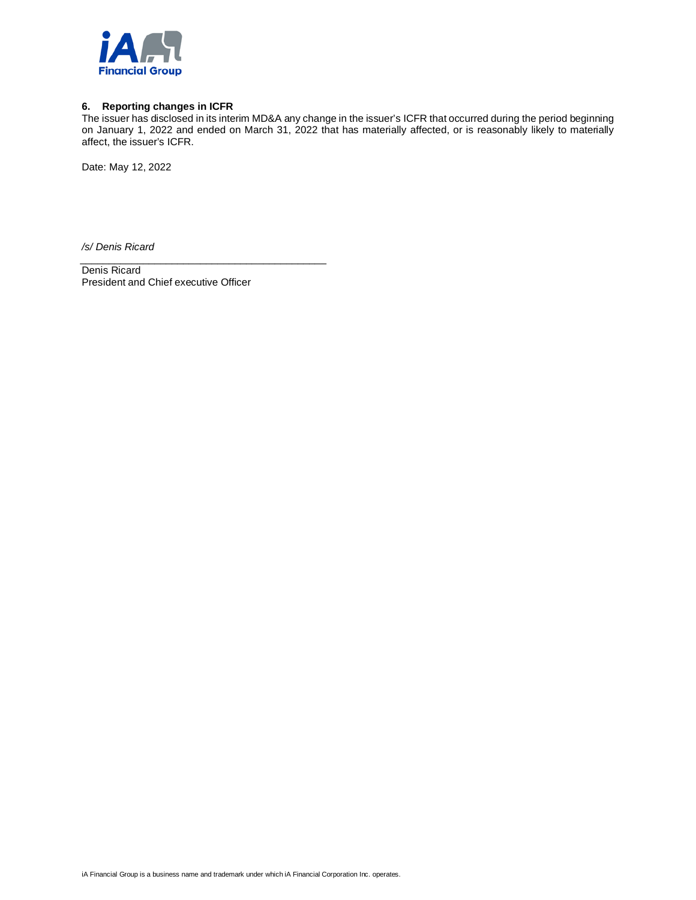### 6. Reporting changes in ICFR

The issuer has disclosed in its interim MD&A any change in the issuer's ICFR that occurred during the period beginning on January 1, 2022 and ended on March 31, 2022 that has materially affected, or is reasonably likely to materially affect, the issuer's ICFR.

Date: May 12, 2022

*/s/ Denis Ricard*

_______________________________________

Denis Ricard
President and Chief executive Officer

iA Financial Group is a business name and trademark under which iA Financial Corporation Inc. operates.